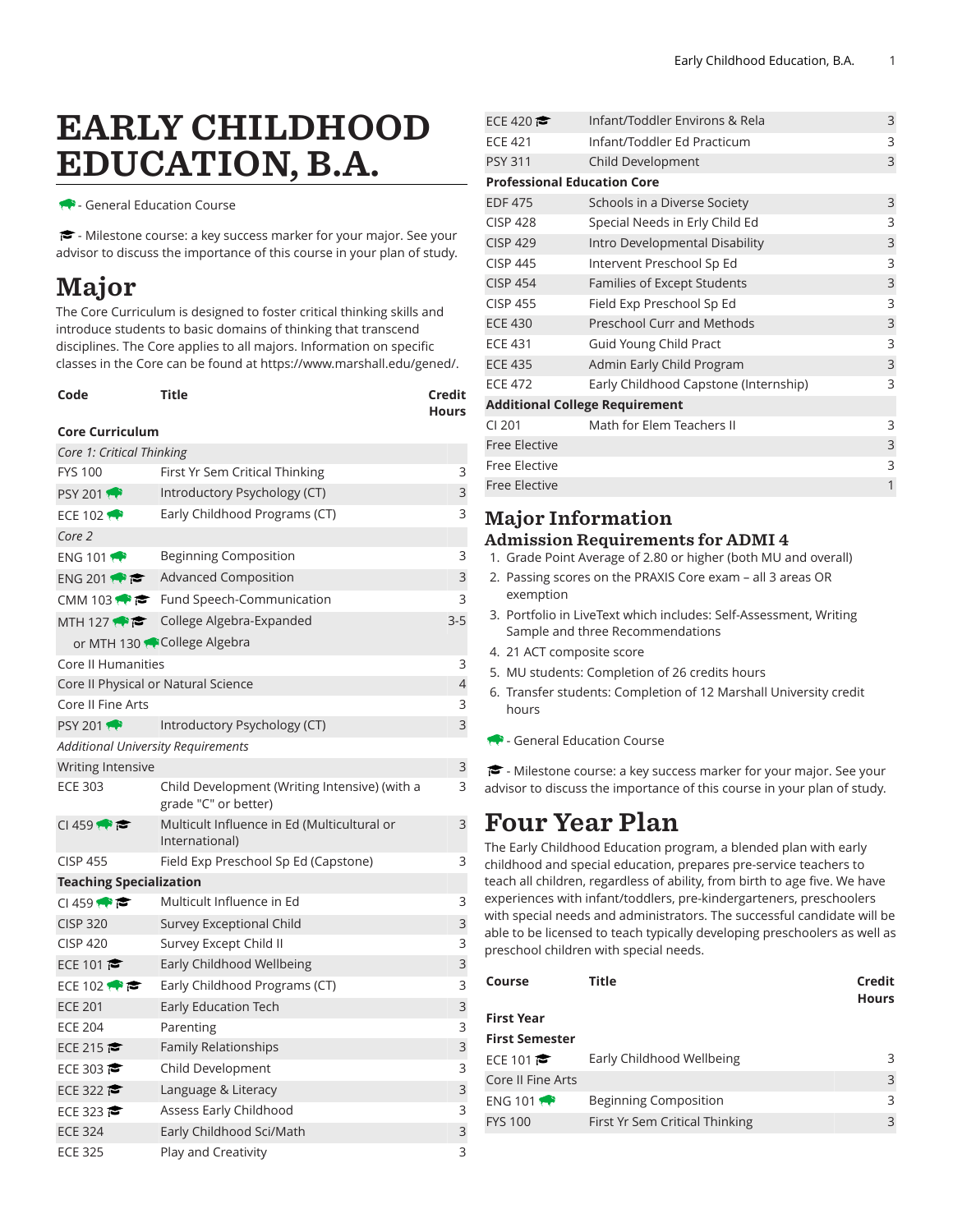# EARLY CHILDHOOD EDUCATION, B.A.

🦬 - General Education Course

🎓 - Milestone course: a key success marker for your major. See your advisor to discuss the importance of this course in your plan of study.

# Major

The Core Curriculum is designed to foster critical thinking skills and introduce students to basic domains of thinking that transcend disciplines. The Core applies to all majors. Information on specific classes in the Core can be found at https://www.marshall.edu/gened/.

| Code | Title | Credit Hours |
|---|---|---|
| **Core Curriculum** | | |
| *Core 1: Critical Thinking* | | |
| FYS 100 | First Yr Sem Critical Thinking | 3 |
| PSY 201 🦬 | Introductory Psychology (CT) | 3 |
| ECE 102 🦬 | Early Childhood Programs (CT) | 3 |
| *Core 2* | | |
| ENG 101 🦬 | Beginning Composition | 3 |
| ENG 201 🦬 🎓 | Advanced Composition | 3 |
| CMM 103 🦬 🎓 | Fund Speech-Communication | 3 |
| MTH 127 🦬 🎓 | College Algebra-Expanded | 3-5 |
| or MTH 130 🦬 | College Algebra | |
| Core II Humanities | | 3 |
| Core II Physical or Natural Science | | 4 |
| Core II Fine Arts | | 3 |
| PSY 201 🦬 | Introductory Psychology (CT) | 3 |
| *Additional University Requirements* | | |
| Writing Intensive | | 3 |
| ECE 303 | Child Development (Writing Intensive) (with a grade "C" or better) | 3 |
| CI 459 🦬 🎓 | Multicult Influence in Ed (Multicultural or International) | 3 |
| CISP 455 | Field Exp Preschool Sp Ed (Capstone) | 3 |
| **Teaching Specialization** | | |
| CI 459 🦬 🎓 | Multicult Influence in Ed | 3 |
| CISP 320 | Survey Exceptional Child | 3 |
| CISP 420 | Survey Except Child II | 3 |
| ECE 101 🎓 | Early Childhood Wellbeing | 3 |
| ECE 102 🦬 🎓 | Early Childhood Programs (CT) | 3 |
| ECE 201 | Early Education Tech | 3 |
| ECE 204 | Parenting | 3 |
| ECE 215 🎓 | Family Relationships | 3 |
| ECE 303 🎓 | Child Development | 3 |
| ECE 322 🎓 | Language & Literacy | 3 |
| ECE 323 🎓 | Assess Early Childhood | 3 |
| ECE 324 | Early Childhood Sci/Math | 3 |
| ECE 325 | Play and Creativity | 3 |
| ECE 420 🎓 | Infant/Toddler Environs & Rela | 3 |
| ECE 421 | Infant/Toddler Ed Practicum | 3 |
| PSY 311 | Child Development | 3 |
| **Professional Education Core** | | |
| EDF 475 | Schools in a Diverse Society | 3 |
| CISP 428 | Special Needs in Erly Child Ed | 3 |
| CISP 429 | Intro Developmental Disability | 3 |
| CISP 445 | Intervent Preschool Sp Ed | 3 |
| CISP 454 | Families of Except Students | 3 |
| CISP 455 | Field Exp Preschool Sp Ed | 3 |
| ECE 430 | Preschool Curr and Methods | 3 |
| ECE 431 | Guid Young Child Pract | 3 |
| ECE 435 | Admin Early Child Program | 3 |
| ECE 472 | Early Childhood Capstone (Internship) | 3 |
| **Additional College Requirement** | | |
| CI 201 | Math for Elem Teachers II | 3 |
| Free Elective | | 3 |
| Free Elective | | 3 |
| Free Elective | | 1 |

# Major Information

## Admission Requirements for ADMI 4

1. Grade Point Average of 2.80 or higher (both MU and overall)
2. Passing scores on the PRAXIS Core exam – all 3 areas OR exemption
3. Portfolio in LiveText which includes: Self-Assessment, Writing Sample and three Recommendations
4. 21 ACT composite score
5. MU students: Completion of 26 credits hours
6. Transfer students: Completion of 12 Marshall University credit hours

🦬 - General Education Course

🎓 - Milestone course: a key success marker for your major. See your advisor to discuss the importance of this course in your plan of study.

# Four Year Plan

The Early Childhood Education program, a blended plan with early childhood and special education, prepares pre-service teachers to teach all children, regardless of ability, from birth to age five. We have experiences with infant/toddlers, pre-kindergarteners, preschoolers with special needs and administrators. The successful candidate will be able to be licensed to teach typically developing preschoolers as well as preschool children with special needs.

| Course | Title | Credit Hours |
|---|---|---|
| **First Year** | | |
| **First Semester** | | |
| ECE 101 🎓 | Early Childhood Wellbeing | 3 |
| Core II Fine Arts | | 3 |
| ENG 101 🦬 | Beginning Composition | 3 |
| FYS 100 | First Yr Sem Critical Thinking | 3 |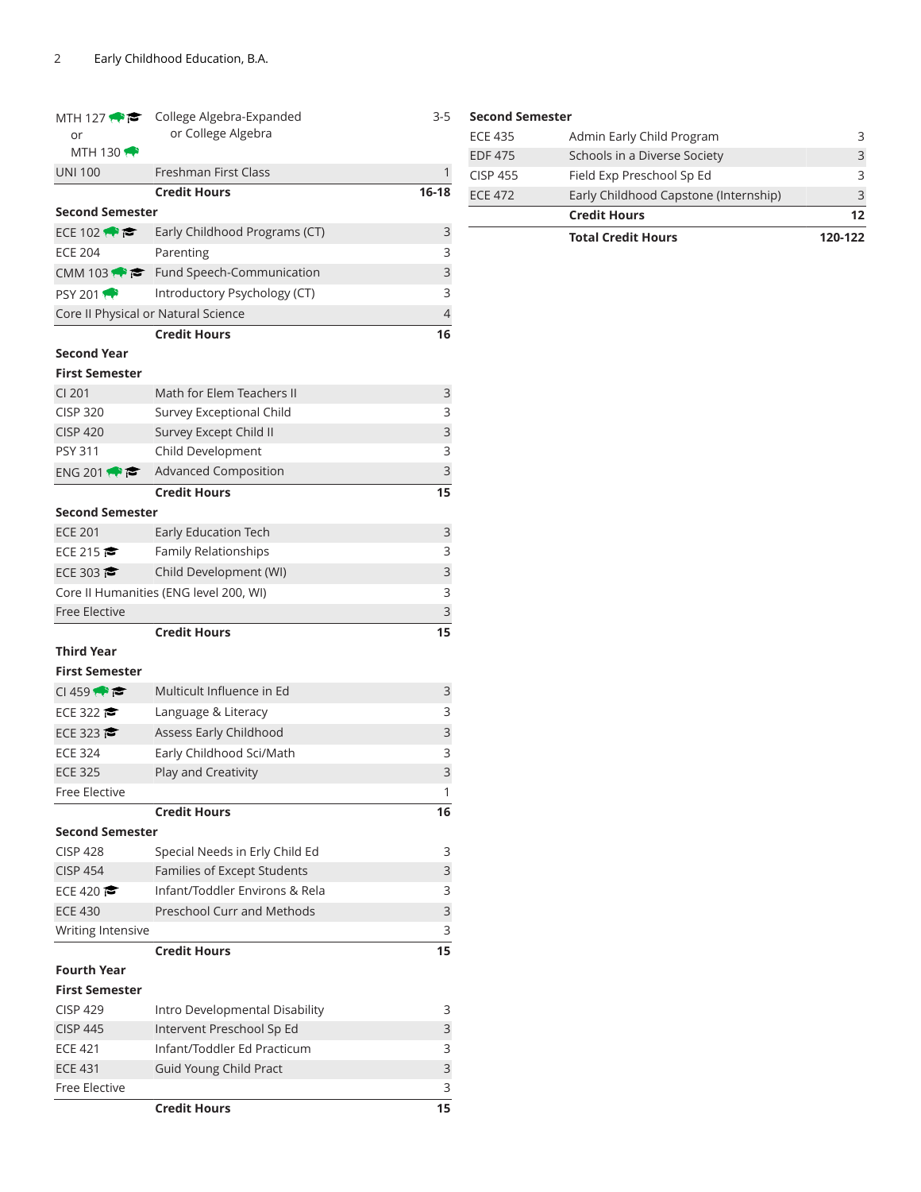| | | |
|---|---|---|
| MTH 127 or MTH 130 | College Algebra-Expanded or College Algebra | 3-5 |
| UNI 100 | Freshman First Class | 1 |
| | **Credit Hours** | **16-18** |
| **Second Semester** | | |
| ECE 102 | Early Childhood Programs (CT) | 3 |
| ECE 204 | Parenting | 3 |
| CMM 103 | Fund Speech-Communication | 3 |
| PSY 201 | Introductory Psychology (CT) | 3 |
| Core II Physical or Natural Science | | 4 |
| | **Credit Hours** | **16** |
| **Second Year** | | |
| **First Semester** | | |
| CI 201 | Math for Elem Teachers II | 3 |
| CISP 320 | Survey Exceptional Child | 3 |
| CISP 420 | Survey Except Child II | 3 |
| PSY 311 | Child Development | 3 |
| ENG 201 | Advanced Composition | 3 |
| | **Credit Hours** | **15** |
| **Second Semester** | | |
| ECE 201 | Early Education Tech | 3 |
| ECE 215 | Family Relationships | 3 |
| ECE 303 | Child Development (WI) | 3 |
| Core II Humanities (ENG level 200, WI) | | 3 |
| Free Elective | | 3 |
| | **Credit Hours** | **15** |
| **Third Year** | | |
| **First Semester** | | |
| CI 459 | Multicult Influence in Ed | 3 |
| ECE 322 | Language & Literacy | 3 |
| ECE 323 | Assess Early Childhood | 3 |
| ECE 324 | Early Childhood Sci/Math | 3 |
| ECE 325 | Play and Creativity | 3 |
| Free Elective | | 1 |
| | **Credit Hours** | **16** |
| **Second Semester** | | |
| CISP 428 | Special Needs in Erly Child Ed | 3 |
| CISP 454 | Families of Except Students | 3 |
| ECE 420 | Infant/Toddler Environs & Rela | 3 |
| ECE 430 | Preschool Curr and Methods | 3 |
| Writing Intensive | | 3 |
| | **Credit Hours** | **15** |
| **Fourth Year** | | |
| **First Semester** | | |
| CISP 429 | Intro Developmental Disability | 3 |
| CISP 445 | Intervent Preschool Sp Ed | 3 |
| ECE 421 | Infant/Toddler Ed Practicum | 3 |
| ECE 431 | Guid Young Child Pract | 3 |
| Free Elective | | 3 |
| | **Credit Hours** | **15** |
| **Second Semester** | | |
| ECE 435 | Admin Early Child Program | 3 |
| EDF 475 | Schools in a Diverse Society | 3 |
| CISP 455 | Field Exp Preschool Sp Ed | 3 |
| ECE 472 | Early Childhood Capstone (Internship) | 3 |
| | **Credit Hours** | **12** |
| | **Total Credit Hours** | **120-122** |